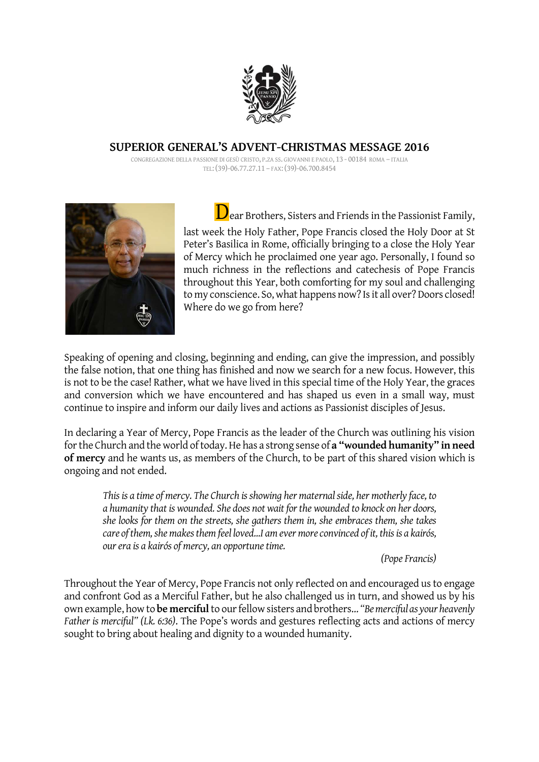# SUPERIOR GENERAL'S ADVENT-CHRISTMAS MESSAGE 2016

CONGREGAZIONE DELLA PASSIONE DI GESÙ CRISTO, P.ZA SS. GIOVANNI E PAOLO, 13 - 00184 ROMA – ITALIA
TEL: (39)-06.77.27.11 – FAX: (39)-06.700.8454

Dear Brothers, Sisters and Friends in the Passionist Family,

last week the Holy Father, Pope Francis closed the Holy Door at St Peter's Basilica in Rome, officially bringing to a close the Holy Year of Mercy which he proclaimed one year ago. Personally, I found so much richness in the reflections and catechesis of Pope Francis throughout this Year, both comforting for my soul and challenging to my conscience. So, what happens now? Is it all over? Doors closed! Where do we go from here?

Speaking of opening and closing, beginning and ending, can give the impression, and possibly the false notion, that one thing has finished and now we search for a new focus. However, this is not to be the case! Rather, what we have lived in this special time of the Holy Year, the graces and conversion which we have encountered and has shaped us even in a small way, must continue to inspire and inform our daily lives and actions as Passionist disciples of Jesus.

In declaring a Year of Mercy, Pope Francis as the leader of the Church was outlining his vision for the Church and the world of today. He has a strong sense of **a "wounded humanity" in need of mercy** and he wants us, as members of the Church, to be part of this shared vision which is ongoing and not ended.

> *This is a time of mercy. The Church is showing her maternal side, her motherly face, to a humanity that is wounded. She does not wait for the wounded to knock on her doors, she looks for them on the streets, she gathers them in, she embraces them, she takes care of them, she makes them feel loved...I am ever more convinced of it, this is a kairós, our era is a kairós of mercy, an opportune time.*
>
> *(Pope Francis)*

Throughout the Year of Mercy, Pope Francis not only reflected on and encouraged us to engage and confront God as a Merciful Father, but he also challenged us in turn, and showed us by his own example, how to **be merciful** to our fellow sisters and brothers... *"Be merciful as your heavenly Father is merciful" (Lk. 6:36)*. The Pope's words and gestures reflecting acts and actions of mercy sought to bring about healing and dignity to a wounded humanity.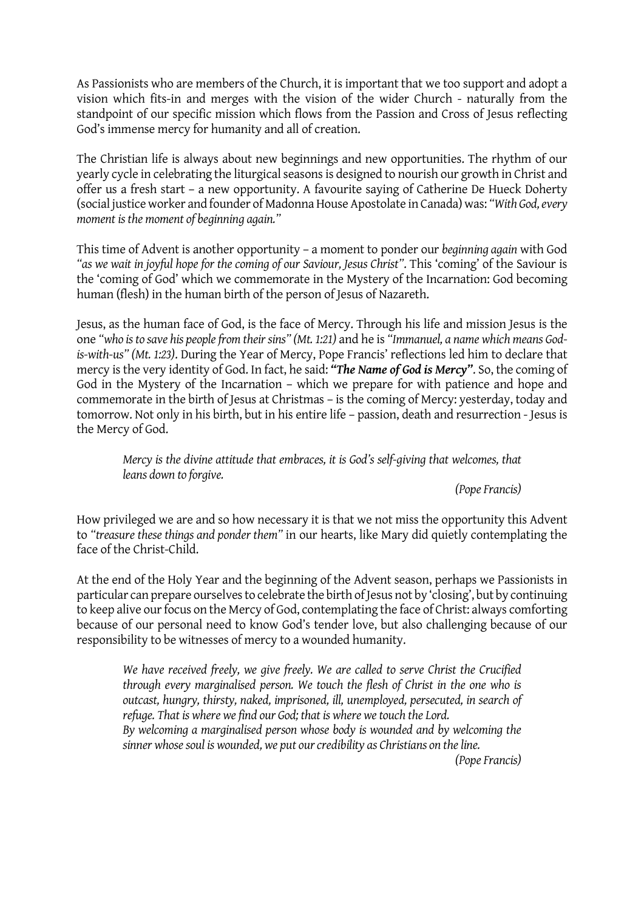As Passionists who are members of the Church, it is important that we too support and adopt a vision which fits-in and merges with the vision of the wider Church - naturally from the standpoint of our specific mission which flows from the Passion and Cross of Jesus reflecting God's immense mercy for humanity and all of creation.

The Christian life is always about new beginnings and new opportunities. The rhythm of our yearly cycle in celebrating the liturgical seasons is designed to nourish our growth in Christ and offer us a fresh start – a new opportunity. A favourite saying of Catherine De Hueck Doherty (social justice worker and founder of Madonna House Apostolate in Canada) was: *"With God, every moment is the moment of beginning again."*

This time of Advent is another opportunity – a moment to ponder our *beginning again* with God *"as we wait in joyful hope for the coming of our Saviour, Jesus Christ"*. This 'coming' of the Saviour is the 'coming of God' which we commemorate in the Mystery of the Incarnation: God becoming human (flesh) in the human birth of the person of Jesus of Nazareth.

Jesus, as the human face of God, is the face of Mercy. Through his life and mission Jesus is the one *"who is to save his people from their sins" (Mt. 1:21)* and he is *"Immanuel, a name which means God-is-with-us" (Mt. 1:23)*. During the Year of Mercy, Pope Francis' reflections led him to declare that mercy is the very identity of God. In fact, he said: ***"The Name of God is Mercy"***. So, the coming of God in the Mystery of the Incarnation – which we prepare for with patience and hope and commemorate in the birth of Jesus at Christmas – is the coming of Mercy: yesterday, today and tomorrow. Not only in his birth, but in his entire life – passion, death and resurrection - Jesus is the Mercy of God.

> *Mercy is the divine attitude that embraces, it is God's self-giving that welcomes, that leans down to forgive.*
>
> *(Pope Francis)*

How privileged we are and so how necessary it is that we not miss the opportunity this Advent to *"treasure these things and ponder them"* in our hearts, like Mary did quietly contemplating the face of the Christ-Child.

At the end of the Holy Year and the beginning of the Advent season, perhaps we Passionists in particular can prepare ourselves to celebrate the birth of Jesus not by 'closing', but by continuing to keep alive our focus on the Mercy of God, contemplating the face of Christ: always comforting because of our personal need to know God's tender love, but also challenging because of our responsibility to be witnesses of mercy to a wounded humanity.

> *We have received freely, we give freely. We are called to serve Christ the Crucified through every marginalised person. We touch the flesh of Christ in the one who is outcast, hungry, thirsty, naked, imprisoned, ill, unemployed, persecuted, in search of refuge. That is where we find our God; that is where we touch the Lord.*
> *By welcoming a marginalised person whose body is wounded and by welcoming the sinner whose soul is wounded, we put our credibility as Christians on the line.*
>
> *(Pope Francis)*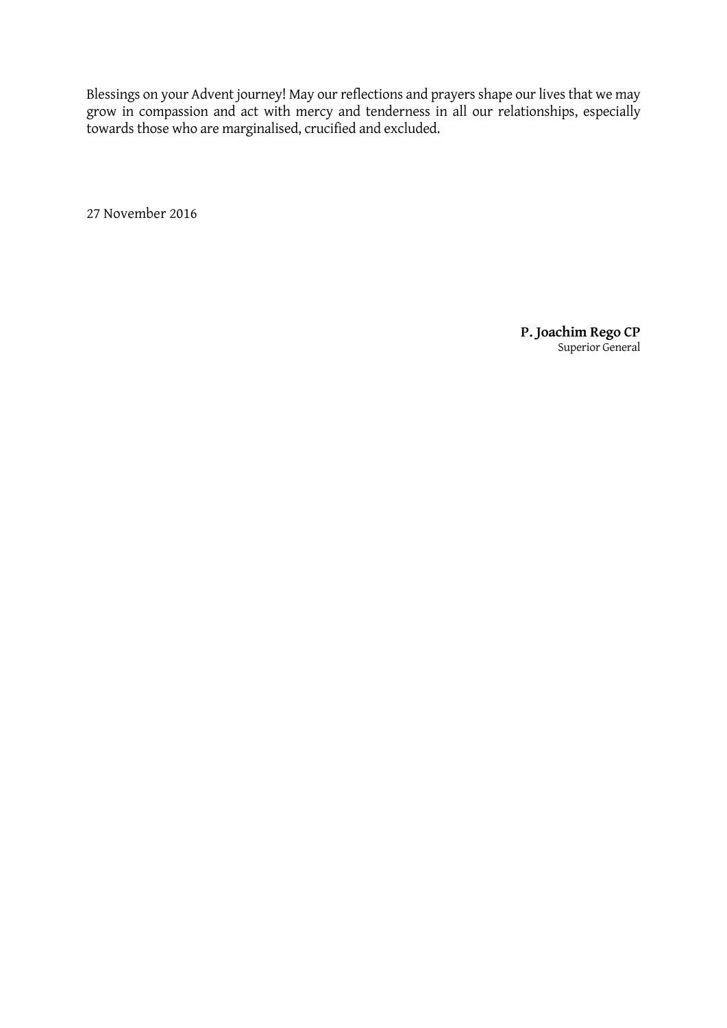Blessings on your Advent journey! May our reflections and prayers shape our lives that we may grow in compassion and act with mercy and tenderness in all our relationships, especially towards those who are marginalised, crucified and excluded.

27 November 2016

**P. Joachim Rego CP**
Superior General